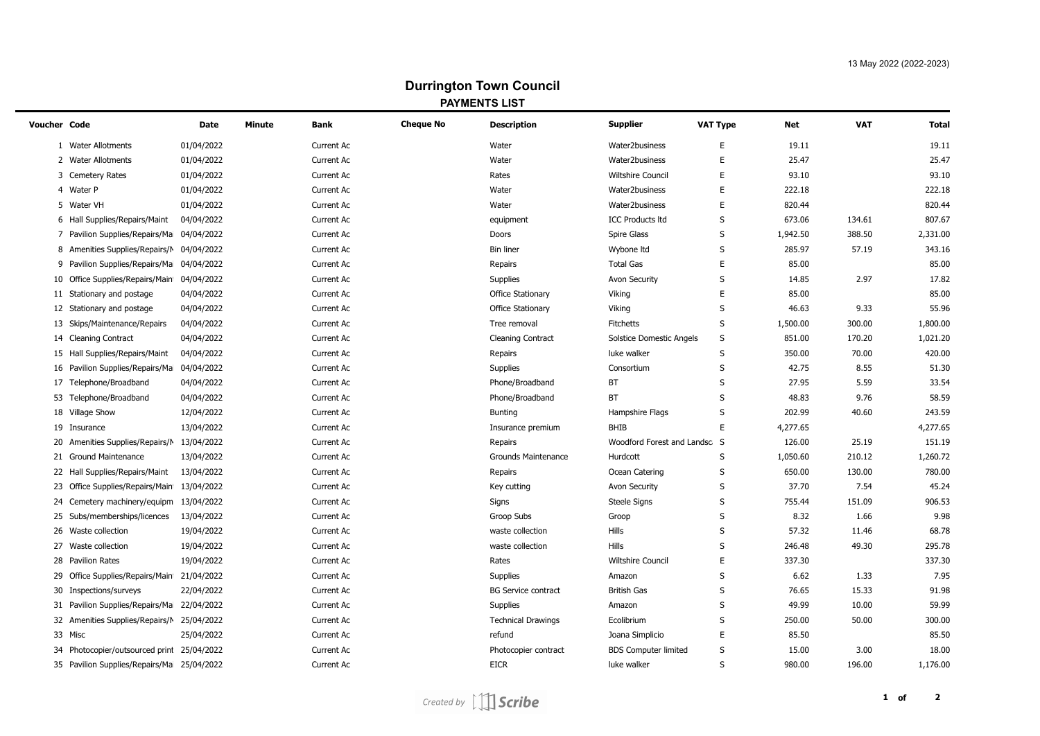13 May 2022 (2022-2023)

# Durrington Town Council

## PAYMENTS LIST

| Voucher | Code | Date | Minute | Bank | Cheque No | Description | Supplier | VAT Type | Net | VAT | Total |
|---|---|---|---|---|---|---|---|---|---|---|---|
| 1 | Water Allotments | 01/04/2022 | | Current Ac | | Water | Water2business | E | 19.11 | | 19.11 |
| 2 | Water Allotments | 01/04/2022 | | Current Ac | | Water | Water2business | E | 25.47 | | 25.47 |
| 3 | Cemetery Rates | 01/04/2022 | | Current Ac | | Rates | Wiltshire Council | E | 93.10 | | 93.10 |
| 4 | Water P | 01/04/2022 | | Current Ac | | Water | Water2business | E | 222.18 | | 222.18 |
| 5 | Water VH | 01/04/2022 | | Current Ac | | Water | Water2business | E | 820.44 | | 820.44 |
| 6 | Hall Supplies/Repairs/Maint | 04/04/2022 | | Current Ac | | equipment | ICC Products ltd | S | 673.06 | 134.61 | 807.67 |
| 7 | Pavilion Supplies/Repairs/Ma | 04/04/2022 | | Current Ac | | Doors | Spire Glass | S | 1,942.50 | 388.50 | 2,331.00 |
| 8 | Amenities Supplies/Repairs/M | 04/04/2022 | | Current Ac | | Bin liner | Wybone ltd | S | 285.97 | 57.19 | 343.16 |
| 9 | Pavilion Supplies/Repairs/Ma | 04/04/2022 | | Current Ac | | Repairs | Total Gas | E | 85.00 | | 85.00 |
| 10 | Office Supplies/Repairs/Main | 04/04/2022 | | Current Ac | | Supplies | Avon Security | S | 14.85 | 2.97 | 17.82 |
| 11 | Stationary and postage | 04/04/2022 | | Current Ac | | Office Stationary | Viking | E | 85.00 | | 85.00 |
| 12 | Stationary and postage | 04/04/2022 | | Current Ac | | Office Stationary | Viking | S | 46.63 | 9.33 | 55.96 |
| 13 | Skips/Maintenance/Repairs | 04/04/2022 | | Current Ac | | Tree removal | Fitchetts | S | 1,500.00 | 300.00 | 1,800.00 |
| 14 | Cleaning Contract | 04/04/2022 | | Current Ac | | Cleaning Contract | Solstice Domestic Angels | S | 851.00 | 170.20 | 1,021.20 |
| 15 | Hall Supplies/Repairs/Maint | 04/04/2022 | | Current Ac | | Repairs | luke walker | S | 350.00 | 70.00 | 420.00 |
| 16 | Pavilion Supplies/Repairs/Ma | 04/04/2022 | | Current Ac | | Supplies | Consortium | S | 42.75 | 8.55 | 51.30 |
| 17 | Telephone/Broadband | 04/04/2022 | | Current Ac | | Phone/Broadband | BT | S | 27.95 | 5.59 | 33.54 |
| 53 | Telephone/Broadband | 04/04/2022 | | Current Ac | | Phone/Broadband | BT | S | 48.83 | 9.76 | 58.59 |
| 18 | Village Show | 12/04/2022 | | Current Ac | | Bunting | Hampshire Flags | S | 202.99 | 40.60 | 243.59 |
| 19 | Insurance | 13/04/2022 | | Current Ac | | Insurance premium | BHIB | E | 4,277.65 | | 4,277.65 |
| 20 | Amenities Supplies/Repairs/M | 13/04/2022 | | Current Ac | | Repairs | Woodford Forest and Landsc | S | 126.00 | 25.19 | 151.19 |
| 21 | Ground Maintenance | 13/04/2022 | | Current Ac | | Grounds Maintenance | Hurdcott | S | 1,050.60 | 210.12 | 1,260.72 |
| 22 | Hall Supplies/Repairs/Maint | 13/04/2022 | | Current Ac | | Repairs | Ocean Catering | S | 650.00 | 130.00 | 780.00 |
| 23 | Office Supplies/Repairs/Main | 13/04/2022 | | Current Ac | | Key cutting | Avon Security | S | 37.70 | 7.54 | 45.24 |
| 24 | Cemetery machinery/equipm | 13/04/2022 | | Current Ac | | Signs | Steele Signs | S | 755.44 | 151.09 | 906.53 |
| 25 | Subs/memberships/licences | 13/04/2022 | | Current Ac | | Groop Subs | Groop | S | 8.32 | 1.66 | 9.98 |
| 26 | Waste collection | 19/04/2022 | | Current Ac | | waste collection | Hills | S | 57.32 | 11.46 | 68.78 |
| 27 | Waste collection | 19/04/2022 | | Current Ac | | waste collection | Hills | S | 246.48 | 49.30 | 295.78 |
| 28 | Pavilion Rates | 19/04/2022 | | Current Ac | | Rates | Wiltshire Council | E | 337.30 | | 337.30 |
| 29 | Office Supplies/Repairs/Main | 21/04/2022 | | Current Ac | | Supplies | Amazon | S | 6.62 | 1.33 | 7.95 |
| 30 | Inspections/surveys | 22/04/2022 | | Current Ac | | BG Service contract | British Gas | S | 76.65 | 15.33 | 91.98 |
| 31 | Pavilion Supplies/Repairs/Ma | 22/04/2022 | | Current Ac | | Supplies | Amazon | S | 49.99 | 10.00 | 59.99 |
| 32 | Amenities Supplies/Repairs/M | 25/04/2022 | | Current Ac | | Technical Drawings | Ecolibrium | S | 250.00 | 50.00 | 300.00 |
| 33 | Misc | 25/04/2022 | | Current Ac | | refund | Joana Simplicio | E | 85.50 | | 85.50 |
| 34 | Photocopier/outsourced print | 25/04/2022 | | Current Ac | | Photocopier contract | BDS Computer limited | S | 15.00 | 3.00 | 18.00 |
| 35 | Pavilion Supplies/Repairs/Ma | 25/04/2022 | | Current Ac | | EICR | luke walker | S | 980.00 | 196.00 | 1,176.00 |

*Created by Scribe*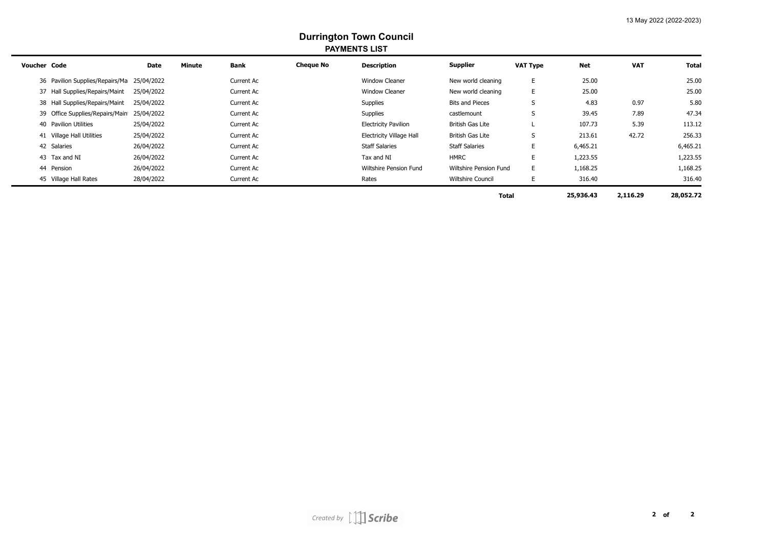# Durrington Town Council

## PAYMENTS LIST

| Voucher | Code | Date | Minute | Bank | Cheque No | Description | Supplier | VAT Type | Net | VAT | Total |
|---|---|---|---|---|---|---|---|---|---|---|---|
| 36 | Pavilion Supplies/Repairs/Ma | 25/04/2022 | | Current Ac | | Window Cleaner | New world cleaning | E | 25.00 | | 25.00 |
| 37 | Hall Supplies/Repairs/Maint | 25/04/2022 | | Current Ac | | Window Cleaner | New world cleaning | E | 25.00 | | 25.00 |
| 38 | Hall Supplies/Repairs/Maint | 25/04/2022 | | Current Ac | | Supplies | Bits and Pieces | S | 4.83 | 0.97 | 5.80 |
| 39 | Office Supplies/Repairs/Main | 25/04/2022 | | Current Ac | | Supplies | castlemount | S | 39.45 | 7.89 | 47.34 |
| 40 | Pavilion Utilities | 25/04/2022 | | Current Ac | | Electricity Pavilion | British Gas Lite | L | 107.73 | 5.39 | 113.12 |
| 41 | Village Hall Utilities | 25/04/2022 | | Current Ac | | Electricity Village Hall | British Gas Lite | S | 213.61 | 42.72 | 256.33 |
| 42 | Salaries | 26/04/2022 | | Current Ac | | Staff Salaries | Staff Salaries | E | 6,465.21 | | 6,465.21 |
| 43 | Tax and NI | 26/04/2022 | | Current Ac | | Tax and NI | HMRC | E | 1,223.55 | | 1,223.55 |
| 44 | Pension | 26/04/2022 | | Current Ac | | Wiltshire Pension Fund | Wiltshire Pension Fund | E | 1,168.25 | | 1,168.25 |
| 45 | Village Hall Rates | 28/04/2022 | | Current Ac | | Rates | Wiltshire Council | E | 316.40 | | 316.40 |
| | | | | | | | **Total** | | **25,936.43** | **2,116.29** | **28,052.72** |